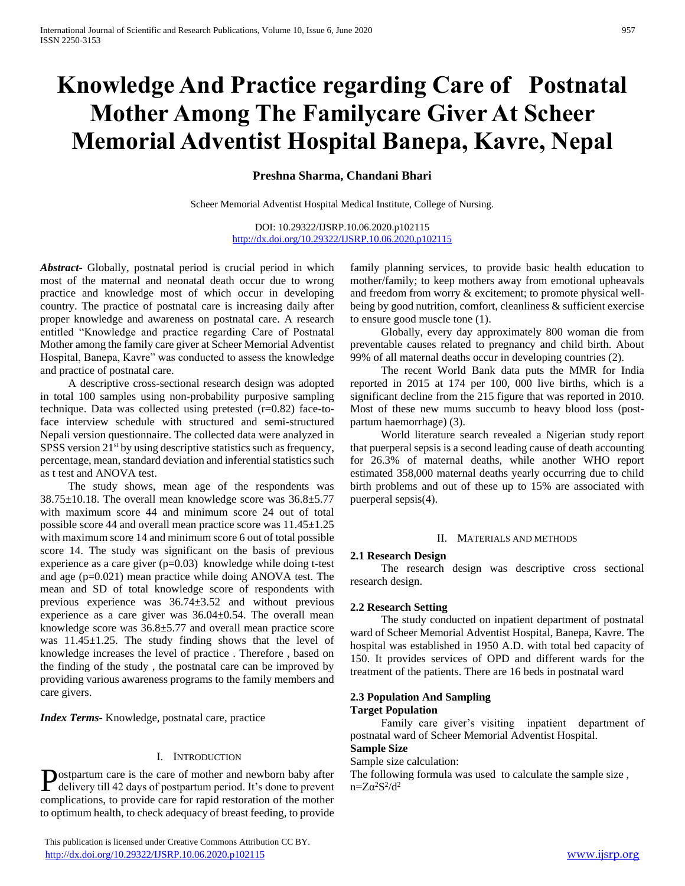# Knowledge And Practice regarding Care of Postnatal Mother Among The Familycare Giver At Scheer Memorial Adventist Hospital Banepa, Kavre, Nepal

**Preshna Sharma, Chandani Bhari**

Scheer Memorial Adventist Hospital Medical Institute, College of Nursing.

DOI: 10.29322/IJSRP.10.06.2020.p102115
http://dx.doi.org/10.29322/IJSRP.10.06.2020.p102115

***Abstract***- Globally, postnatal period is crucial period in which most of the maternal and neonatal death occur due to wrong practice and knowledge most of which occur in developing country. The practice of postnatal care is increasing daily after proper knowledge and awareness on postnatal care. A research entitled "Knowledge and practice regarding Care of Postnatal Mother among the family care giver at Scheer Memorial Adventist Hospital, Banepa, Kavre" was conducted to assess the knowledge and practice of postnatal care.

A descriptive cross-sectional research design was adopted in total 100 samples using non-probability purposive sampling technique. Data was collected using pretested (r=0.82) face-to-face interview schedule with structured and semi-structured Nepali version questionnaire. The collected data were analyzed in SPSS version 21st by using descriptive statistics such as frequency, percentage, mean, standard deviation and inferential statistics such as t test and ANOVA test.

The study shows, mean age of the respondents was 38.75±10.18. The overall mean knowledge score was 36.8±5.77 with maximum score 44 and minimum score 24 out of total possible score 44 and overall mean practice score was 11.45±1.25 with maximum score 14 and minimum score 6 out of total possible score 14. The study was significant on the basis of previous experience as a care giver (p=0.03) knowledge while doing t-test and age (p=0.021) mean practice while doing ANOVA test. The mean and SD of total knowledge score of respondents with previous experience was 36.74±3.52 and without previous experience as a care giver was 36.04±0.54. The overall mean knowledge score was 36.8±5.77 and overall mean practice score was 11.45±1.25. The study finding shows that the level of knowledge increases the level of practice . Therefore , based on the finding of the study , the postnatal care can be improved by providing various awareness programs to the family members and care givers.

***Index Terms***- Knowledge, postnatal care, practice

## I. Introduction

Postpartum care is the care of mother and newborn baby after delivery till 42 days of postpartum period. It's done to prevent complications, to provide care for rapid restoration of the mother to optimum health, to check adequacy of breast feeding, to provide family planning services, to provide basic health education to mother/family; to keep mothers away from emotional upheavals and freedom from worry & excitement; to promote physical well-being by good nutrition, comfort, cleanliness & sufficient exercise to ensure good muscle tone (1).

Globally, every day approximately 800 woman die from preventable causes related to pregnancy and child birth. About 99% of all maternal deaths occur in developing countries (2).

The recent World Bank data puts the MMR for India reported in 2015 at 174 per 100, 000 live births, which is a significant decline from the 215 figure that was reported in 2010. Most of these new mums succumb to heavy blood loss (post-partum haemorrhage) (3).

World literature search revealed a Nigerian study report that puerperal sepsis is a second leading cause of death accounting for 26.3% of maternal deaths, while another WHO report estimated 358,000 maternal deaths yearly occurring due to child birth problems and out of these up to 15% are associated with puerperal sepsis(4).

## II. Materials and Methods

### 2.1 Research Design

The research design was descriptive cross sectional research design.

### 2.2 Research Setting

The study conducted on inpatient department of postnatal ward of Scheer Memorial Adventist Hospital, Banepa, Kavre. The hospital was established in 1950 A.D. with total bed capacity of 150. It provides services of OPD and different wards for the treatment of the patients. There are 16 beds in postnatal ward

### 2.3 Population And Sampling

**Target Population**

Family care giver's visiting inpatient department of postnatal ward of Scheer Memorial Adventist Hospital.

**Sample Size**

Sample size calculation:

The following formula was used to calculate the sample size ,
$n=Z\alpha^2S^2/d^2$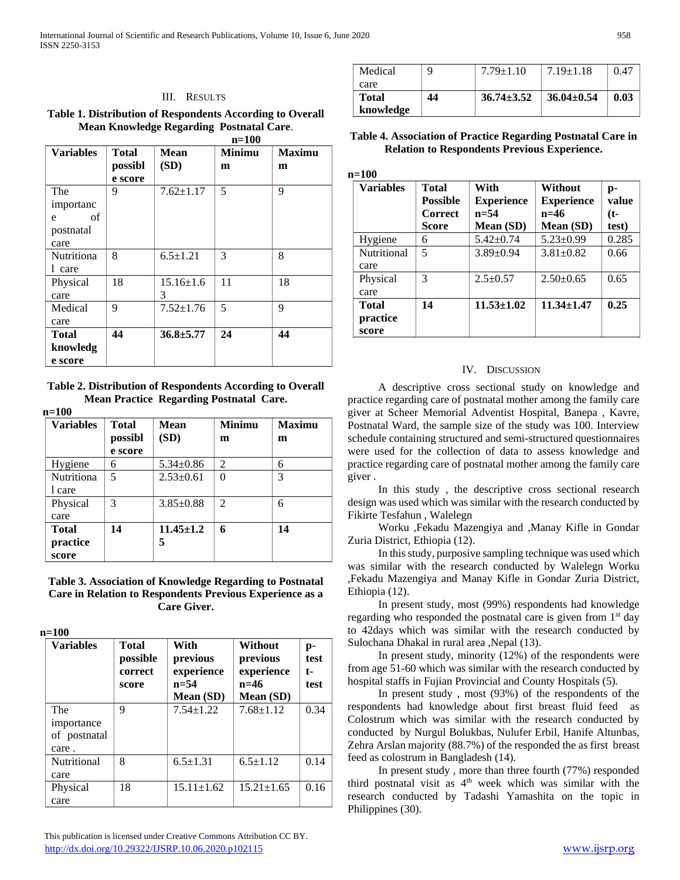## III. Results

**Table 1. Distribution of Respondents According to Overall Mean Knowledge Regarding Postnatal Care.**

n=100

| Variables | Total possible score | Mean (SD) | Minimum | Maximum |
|---|---|---|---|---|
| The importance of postnatal care | 9 | 7.62±1.17 | 5 | 9 |
| Nutritional care | 8 | 6.5±1.21 | 3 | 8 |
| Physical care | 18 | 15.16±1.63 | 11 | 18 |
| Medical care | 9 | 7.52±1.76 | 5 | 9 |
| **Total knowledge score** | **44** | **36.8±5.77** | **24** | **44** |

**Table 2. Distribution of Respondents According to Overall Mean Practice Regarding Postnatal Care.**

n=100

| Variables | Total possible score | Mean (SD) | Minimum | Maximum |
|---|---|---|---|---|
| Hygiene | 6 | 5.34±0.86 | 2 | 6 |
| Nutritional care | 5 | 2.53±0.61 | 0 | 3 |
| Physical care | 3 | 3.85±0.88 | 2 | 6 |
| **Total practice score** | **14** | **11.45±1.25** | **6** | **14** |

**Table 3. Association of Knowledge Regarding to Postnatal Care in Relation to Respondents Previous Experience as a Care Giver.**

n=100

| Variables | Total possible correct score | With previous experience n=54 Mean (SD) | Without previous experience n=46 Mean (SD) | p-test t-test |
|---|---|---|---|---|
| The importance of postnatal care . | 9 | 7.54±1.22 | 7.68±1.12 | 0.34 |
| Nutritional care | 8 | 6.5±1.31 | 6.5±1.12 | 0.14 |
| Physical care | 18 | 15.11±1.62 | 15.21±1.65 | 0.16 |
| Medical care | 9 | 7.79±1.10 | 7.19±1.18 | 0.47 |
| **Total knowledge** | **44** | **36.74±3.52** | **36.04±0.54** | **0.03** |

**Table 4. Association of Practice Regarding Postnatal Care in Relation to Respondents Previous Experience.**

n=100

| Variables | Total Possible Correct Score | With Experience n=54 Mean (SD) | Without Experience n=46 Mean (SD) | p-value (t-test) |
|---|---|---|---|---|
| Hygiene | 6 | 5.42±0.74 | 5.23±0.99 | 0.285 |
| Nutritional care | 5 | 3.89±0.94 | 3.81±0.82 | 0.66 |
| Physical care | 3 | 2.5±0.57 | 2.50±0.65 | 0.65 |
| **Total practice score** | **14** | **11.53±1.02** | **11.34±1.47** | **0.25** |

## IV. Discussion

A descriptive cross sectional study on knowledge and practice regarding care of postnatal mother among the family care giver at Scheer Memorial Adventist Hospital, Banepa , Kavre, Postnatal Ward, the sample size of the study was 100. Interview schedule containing structured and semi-structured questionnaires were used for the collection of data to assess knowledge and practice regarding care of postnatal mother among the family care giver .

In this study , the descriptive cross sectional research design was used which was similar with the research conducted by Fikirte Tesfahun , Walelegn

Worku ,Fekadu Mazengiya and ,Manay Kifle in Gondar Zuria District, Ethiopia (12).

In this study, purposive sampling technique was used which was similar with the research conducted by Walelegn Worku ,Fekadu Mazengiya and Manay Kifle in Gondar Zuria District, Ethiopia (12).

In present study, most (99%) respondents had knowledge regarding who responded the postnatal care is given from 1st day to 42days which was similar with the research conducted by Sulochana Dhakal in rural area ,Nepal (13).

In present study, minority (12%) of the respondents were from age 51-60 which was similar with the research conducted by hospital staffs in Fujian Provincial and County Hospitals (5).

In present study , most (93%) of the respondents of the respondents had knowledge about first breast fluid feed as Colostrum which was similar with the research conducted by conducted by Nurgul Bolukbas, Nulufer Erbil, Hanife Altunbas, Zehra Arslan majority (88.7%) of the responded the as first breast feed as colostrum in Bangladesh (14).

In present study , more than three fourth (77%) responded third postnatal visit as 4th week which was similar with the research conducted by Tadashi Yamashita on the topic in Philippines (30).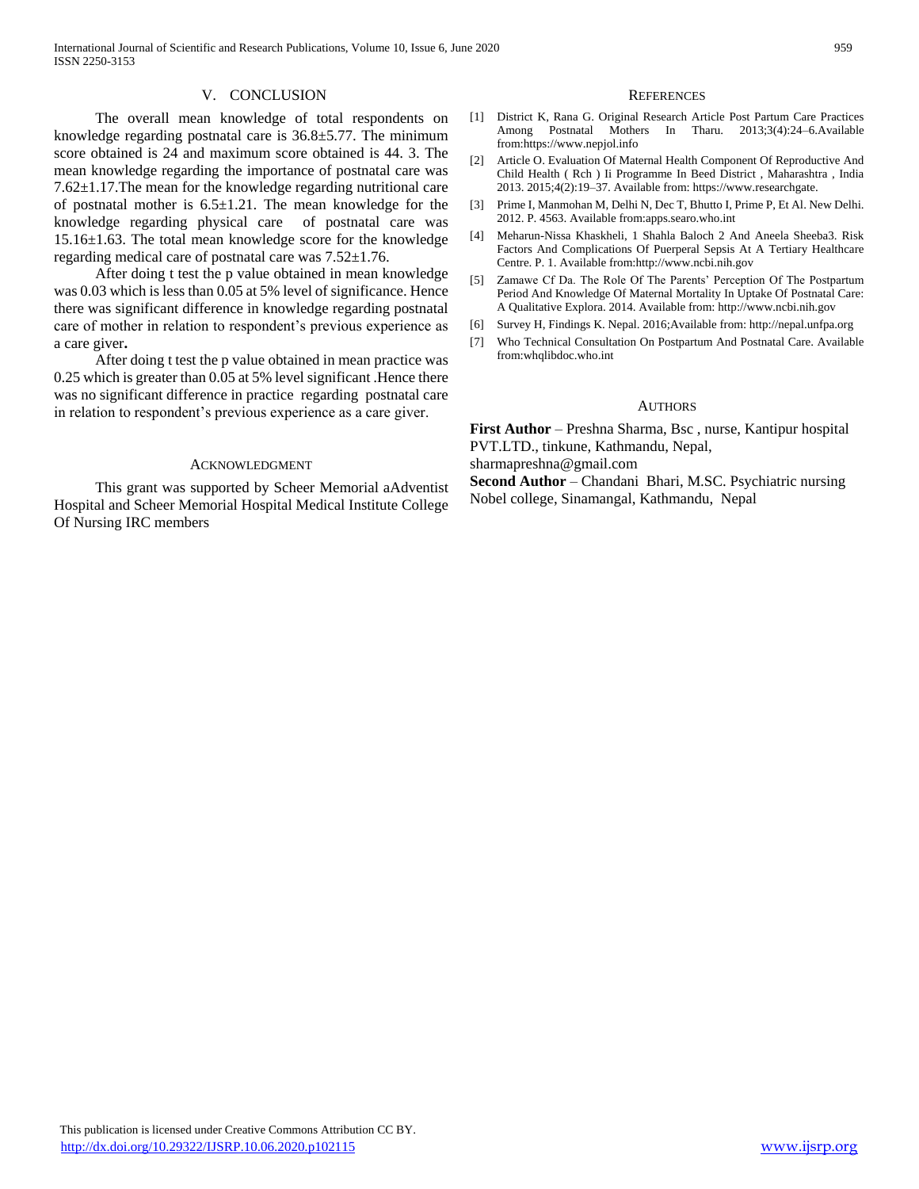## V. CONCLUSION

The overall mean knowledge of total respondents on knowledge regarding postnatal care is 36.8±5.77. The minimum score obtained is 24 and maximum score obtained is 44. 3. The mean knowledge regarding the importance of postnatal care was 7.62±1.17.The mean for the knowledge regarding nutritional care of postnatal mother is 6.5±1.21. The mean knowledge for the knowledge regarding physical care of postnatal care was 15.16±1.63. The total mean knowledge score for the knowledge regarding medical care of postnatal care was 7.52±1.76.

After doing t test the p value obtained in mean knowledge was 0.03 which is less than 0.05 at 5% level of significance. Hence there was significant difference in knowledge regarding postnatal care of mother in relation to respondent's previous experience as a care giver**.**

After doing t test the p value obtained in mean practice was 0.25 which is greater than 0.05 at 5% level significant .Hence there was no significant difference in practice regarding postnatal care in relation to respondent's previous experience as a care giver.

## ACKNOWLEDGMENT

This grant was supported by Scheer Memorial aAdventist Hospital and Scheer Memorial Hospital Medical Institute College Of Nursing IRC members

## REFERENCES

[1] District K, Rana G. Original Research Article Post Partum Care Practices Among Postnatal Mothers In Tharu. 2013;3(4):24–6.Available from:https://www.nepjol.info

[2] Article O. Evaluation Of Maternal Health Component Of Reproductive And Child Health ( Rch ) Ii Programme In Beed District , Maharashtra , India 2013. 2015;4(2):19–37. Available from: https://www.researchgate.

[3] Prime I, Manmohan M, Delhi N, Dec T, Bhutto I, Prime P, Et Al. New Delhi. 2012. P. 4563. Available from:apps.searo.who.int

[4] Meharun-Nissa Khaskheli, 1 Shahla Baloch 2 And Aneela Sheeba3. Risk Factors And Complications Of Puerperal Sepsis At A Tertiary Healthcare Centre. P. 1. Available from:http://www.ncbi.nih.gov

[5] Zamawe Cf Da. The Role Of The Parents' Perception Of The Postpartum Period And Knowledge Of Maternal Mortality In Uptake Of Postnatal Care: A Qualitative Explora. 2014. Available from: http://www.ncbi.nih.gov

[6] Survey H, Findings K. Nepal. 2016;Available from: http://nepal.unfpa.org

[7] Who Technical Consultation On Postpartum And Postnatal Care. Available from:whqlibdoc.who.int

## AUTHORS

**First Author** – Preshna Sharma, Bsc , nurse, Kantipur hospital PVT.LTD., tinkune, Kathmandu, Nepal, sharmapreshna@gmail.com

**Second Author** – Chandani Bhari, M.SC. Psychiatric nursing Nobel college, Sinamangal, Kathmandu, Nepal